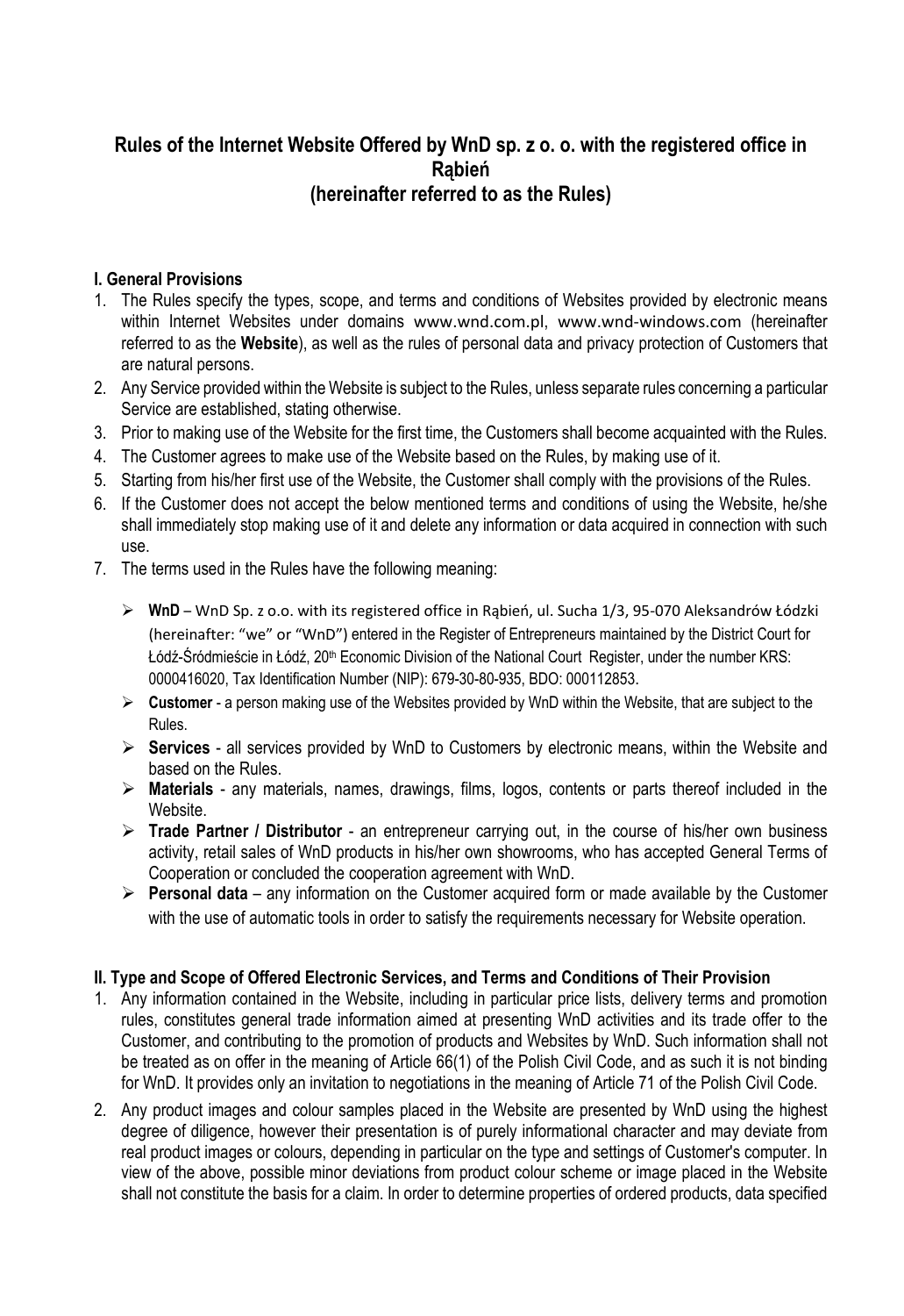# Rules of the Internet Website Offered by WnD sp. z o. o. with the registered office in Rąbień (hereinafter referred to as the Rules)

## I. General Provisions

1. The Rules specify the types, scope, and terms and conditions of Websites provided by electronic means within Internet Websites under domains www.wnd.com.pl, www.wnd-windows.com (hereinafter referred to as the **Website**), as well as the rules of personal data and privacy protection of Customers that are natural persons.
2. Any Service provided within the Website is subject to the Rules, unless separate rules concerning a particular Service are established, stating otherwise.
3. Prior to making use of the Website for the first time, the Customers shall become acquainted with the Rules.
4. The Customer agrees to make use of the Website based on the Rules, by making use of it.
5. Starting from his/her first use of the Website, the Customer shall comply with the provisions of the Rules.
6. If the Customer does not accept the below mentioned terms and conditions of using the Website, he/she shall immediately stop making use of it and delete any information or data acquired in connection with such use.
7. The terms used in the Rules have the following meaning:
   - **WnD** – WnD Sp. z o.o. with its registered office in Rąbień, ul. Sucha 1/3, 95-070 Aleksandrów Łódzki (hereinafter: "we" or "WnD") entered in the Register of Entrepreneurs maintained by the District Court for Łódź-Śródmieście in Łódź, 20th Economic Division of the National Court Register, under the number KRS: 0000416020, Tax Identification Number (NIP): 679-30-80-935, BDO: 000112853.
   - **Customer** - a person making use of the Websites provided by WnD within the Website, that are subject to the Rules.
   - **Services** - all services provided by WnD to Customers by electronic means, within the Website and based on the Rules.
   - **Materials** - any materials, names, drawings, films, logos, contents or parts thereof included in the Website.
   - **Trade Partner / Distributor** - an entrepreneur carrying out, in the course of his/her own business activity, retail sales of WnD products in his/her own showrooms, who has accepted General Terms of Cooperation or concluded the cooperation agreement with WnD.
   - **Personal data** – any information on the Customer acquired form or made available by the Customer with the use of automatic tools in order to satisfy the requirements necessary for Website operation.

## II. Type and Scope of Offered Electronic Services, and Terms and Conditions of Their Provision

1. Any information contained in the Website, including in particular price lists, delivery terms and promotion rules, constitutes general trade information aimed at presenting WnD activities and its trade offer to the Customer, and contributing to the promotion of products and Websites by WnD. Such information shall not be treated as on offer in the meaning of Article 66(1) of the Polish Civil Code, and as such it is not binding for WnD. It provides only an invitation to negotiations in the meaning of Article 71 of the Polish Civil Code.
2. Any product images and colour samples placed in the Website are presented by WnD using the highest degree of diligence, however their presentation is of purely informational character and may deviate from real product images or colours, depending in particular on the type and settings of Customer's computer. In view of the above, possible minor deviations from product colour scheme or image placed in the Website shall not constitute the basis for a claim. In order to determine properties of ordered products, data specified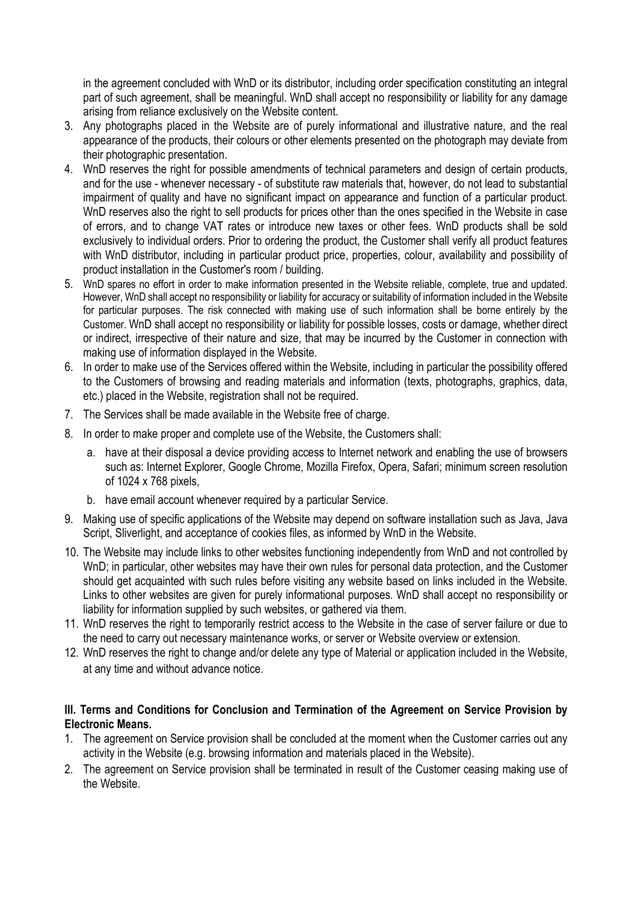in the agreement concluded with WnD or its distributor, including order specification constituting an integral part of such agreement, shall be meaningful. WnD shall accept no responsibility or liability for any damage arising from reliance exclusively on the Website content.

3. Any photographs placed in the Website are of purely informational and illustrative nature, and the real appearance of the products, their colours or other elements presented on the photograph may deviate from their photographic presentation.
4. WnD reserves the right for possible amendments of technical parameters and design of certain products, and for the use - whenever necessary - of substitute raw materials that, however, do not lead to substantial impairment of quality and have no significant impact on appearance and function of a particular product. WnD reserves also the right to sell products for prices other than the ones specified in the Website in case of errors, and to change VAT rates or introduce new taxes or other fees. WnD products shall be sold exclusively to individual orders. Prior to ordering the product, the Customer shall verify all product features with WnD distributor, including in particular product price, properties, colour, availability and possibility of product installation in the Customer's room / building.
5. WnD spares no effort in order to make information presented in the Website reliable, complete, true and updated. However, WnD shall accept no responsibility or liability for accuracy or suitability of information included in the Website for particular purposes. The risk connected with making use of such information shall be borne entirely by the Customer. WnD shall accept no responsibility or liability for possible losses, costs or damage, whether direct or indirect, irrespective of their nature and size, that may be incurred by the Customer in connection with making use of information displayed in the Website.
6. In order to make use of the Services offered within the Website, including in particular the possibility offered to the Customers of browsing and reading materials and information (texts, photographs, graphics, data, etc.) placed in the Website, registration shall not be required.
7. The Services shall be made available in the Website free of charge.
8. In order to make proper and complete use of the Website, the Customers shall:
   a. have at their disposal a device providing access to Internet network and enabling the use of browsers such as: Internet Explorer, Google Chrome, Mozilla Firefox, Opera, Safari; minimum screen resolution of 1024 x 768 pixels,
   b. have email account whenever required by a particular Service.
9. Making use of specific applications of the Website may depend on software installation such as Java, Java Script, Sliverlight, and acceptance of cookies files, as informed by WnD in the Website.
10. The Website may include links to other websites functioning independently from WnD and not controlled by WnD; in particular, other websites may have their own rules for personal data protection, and the Customer should get acquainted with such rules before visiting any website based on links included in the Website. Links to other websites are given for purely informational purposes. WnD shall accept no responsibility or liability for information supplied by such websites, or gathered via them.
11. WnD reserves the right to temporarily restrict access to the Website in the case of server failure or due to the need to carry out necessary maintenance works, or server or Website overview or extension.
12. WnD reserves the right to change and/or delete any type of Material or application included in the Website, at any time and without advance notice.

**III. Terms and Conditions for Conclusion and Termination of the Agreement on Service Provision by Electronic Means.**

1. The agreement on Service provision shall be concluded at the moment when the Customer carries out any activity in the Website (e.g. browsing information and materials placed in the Website).
2. The agreement on Service provision shall be terminated in result of the Customer ceasing making use of the Website.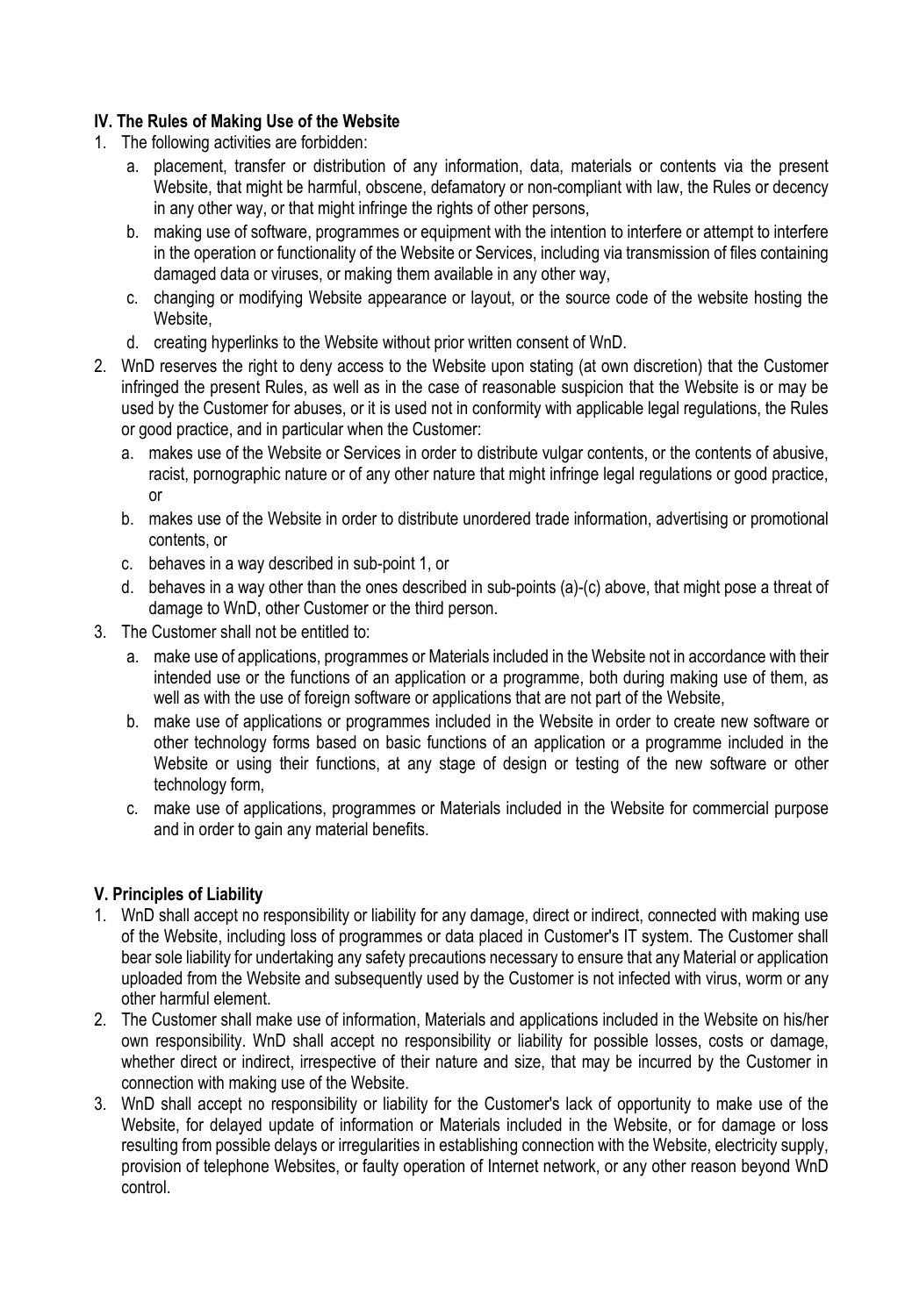### IV. The Rules of Making Use of the Website

1. The following activities are forbidden:
   a. placement, transfer or distribution of any information, data, materials or contents via the present Website, that might be harmful, obscene, defamatory or non-compliant with law, the Rules or decency in any other way, or that might infringe the rights of other persons,
   b. making use of software, programmes or equipment with the intention to interfere or attempt to interfere in the operation or functionality of the Website or Services, including via transmission of files containing damaged data or viruses, or making them available in any other way,
   c. changing or modifying Website appearance or layout, or the source code of the website hosting the Website,
   d. creating hyperlinks to the Website without prior written consent of WnD.
2. WnD reserves the right to deny access to the Website upon stating (at own discretion) that the Customer infringed the present Rules, as well as in the case of reasonable suspicion that the Website is or may be used by the Customer for abuses, or it is used not in conformity with applicable legal regulations, the Rules or good practice, and in particular when the Customer:
   a. makes use of the Website or Services in order to distribute vulgar contents, or the contents of abusive, racist, pornographic nature or of any other nature that might infringe legal regulations or good practice, or
   b. makes use of the Website in order to distribute unordered trade information, advertising or promotional contents, or
   c. behaves in a way described in sub-point 1, or
   d. behaves in a way other than the ones described in sub-points (a)-(c) above, that might pose a threat of damage to WnD, other Customer or the third person.
3. The Customer shall not be entitled to:
   a. make use of applications, programmes or Materials included in the Website not in accordance with their intended use or the functions of an application or a programme, both during making use of them, as well as with the use of foreign software or applications that are not part of the Website,
   b. make use of applications or programmes included in the Website in order to create new software or other technology forms based on basic functions of an application or a programme included in the Website or using their functions, at any stage of design or testing of the new software or other technology form,
   c. make use of applications, programmes or Materials included in the Website for commercial purpose and in order to gain any material benefits.

### V. Principles of Liability

1. WnD shall accept no responsibility or liability for any damage, direct or indirect, connected with making use of the Website, including loss of programmes or data placed in Customer's IT system. The Customer shall bear sole liability for undertaking any safety precautions necessary to ensure that any Material or application uploaded from the Website and subsequently used by the Customer is not infected with virus, worm or any other harmful element.
2. The Customer shall make use of information, Materials and applications included in the Website on his/her own responsibility. WnD shall accept no responsibility or liability for possible losses, costs or damage, whether direct or indirect, irrespective of their nature and size, that may be incurred by the Customer in connection with making use of the Website.
3. WnD shall accept no responsibility or liability for the Customer's lack of opportunity to make use of the Website, for delayed update of information or Materials included in the Website, or for damage or loss resulting from possible delays or irregularities in establishing connection with the Website, electricity supply, provision of telephone Websites, or faulty operation of Internet network, or any other reason beyond WnD control.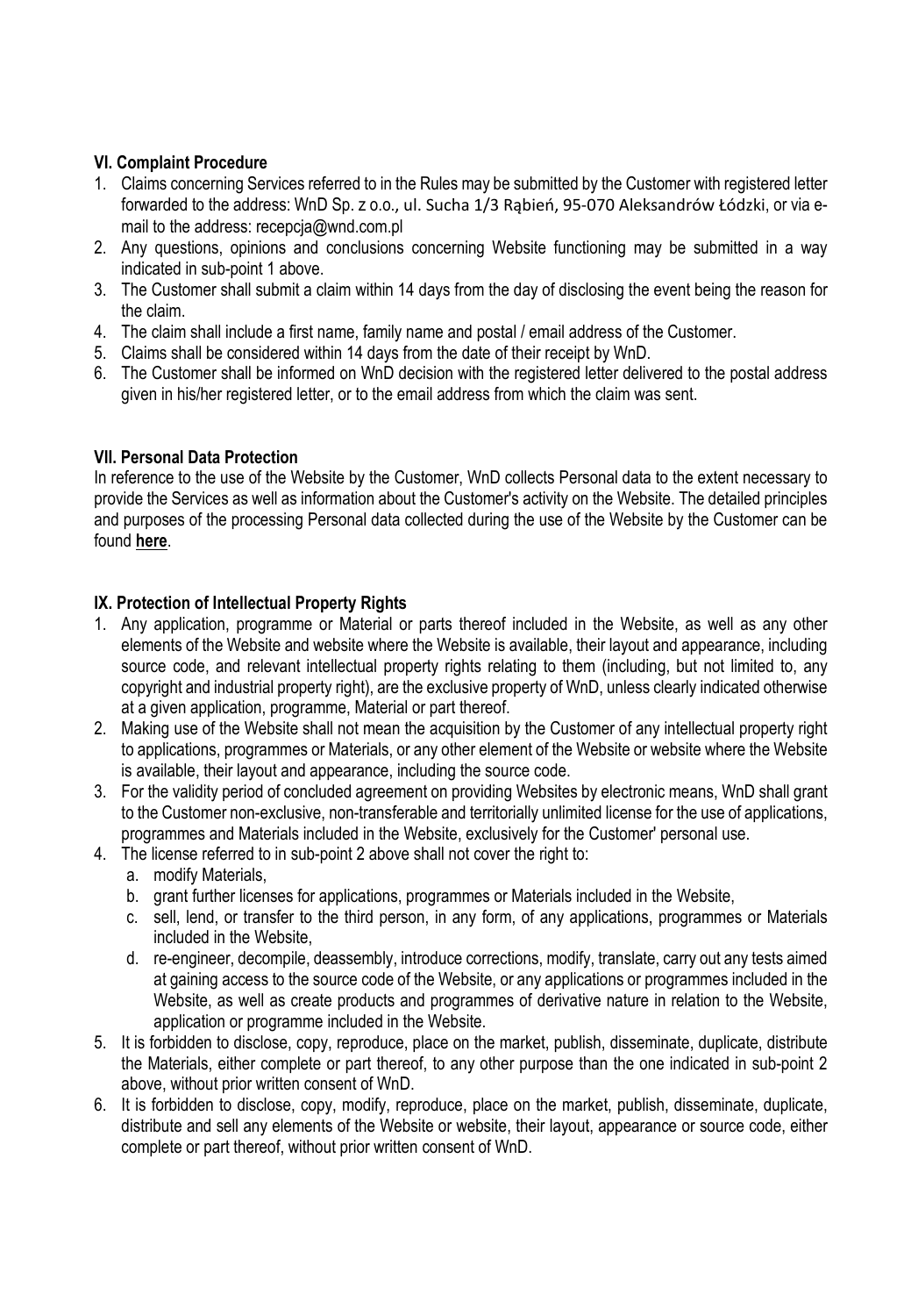**VI. Complaint Procedure**

1. Claims concerning Services referred to in the Rules may be submitted by the Customer with registered letter forwarded to the address: WnD Sp. z o.o., ul. Sucha 1/3 Rąbień, 95-070 Aleksandrów Łódzki, or via e-mail to the address: recepcja@wnd.com.pl
2. Any questions, opinions and conclusions concerning Website functioning may be submitted in a way indicated in sub-point 1 above.
3. The Customer shall submit a claim within 14 days from the day of disclosing the event being the reason for the claim.
4. The claim shall include a first name, family name and postal / email address of the Customer.
5. Claims shall be considered within 14 days from the date of their receipt by WnD.
6. The Customer shall be informed on WnD decision with the registered letter delivered to the postal address given in his/her registered letter, or to the email address from which the claim was sent.

**VII. Personal Data Protection**

In reference to the use of the Website by the Customer, WnD collects Personal data to the extent necessary to provide the Services as well as information about the Customer's activity on the Website. The detailed principles and purposes of the processing Personal data collected during the use of the Website by the Customer can be found **here**.

**IX. Protection of Intellectual Property Rights**

1. Any application, programme or Material or parts thereof included in the Website, as well as any other elements of the Website and website where the Website is available, their layout and appearance, including source code, and relevant intellectual property rights relating to them (including, but not limited to, any copyright and industrial property right), are the exclusive property of WnD, unless clearly indicated otherwise at a given application, programme, Material or part thereof.
2. Making use of the Website shall not mean the acquisition by the Customer of any intellectual property right to applications, programmes or Materials, or any other element of the Website or website where the Website is available, their layout and appearance, including the source code.
3. For the validity period of concluded agreement on providing Websites by electronic means, WnD shall grant to the Customer non-exclusive, non-transferable and territorially unlimited license for the use of applications, programmes and Materials included in the Website, exclusively for the Customer' personal use.
4. The license referred to in sub-point 2 above shall not cover the right to:
   a. modify Materials,
   b. grant further licenses for applications, programmes or Materials included in the Website,
   c. sell, lend, or transfer to the third person, in any form, of any applications, programmes or Materials included in the Website,
   d. re-engineer, decompile, deassembly, introduce corrections, modify, translate, carry out any tests aimed at gaining access to the source code of the Website, or any applications or programmes included in the Website, as well as create products and programmes of derivative nature in relation to the Website, application or programme included in the Website.
5. It is forbidden to disclose, copy, reproduce, place on the market, publish, disseminate, duplicate, distribute the Materials, either complete or part thereof, to any other purpose than the one indicated in sub-point 2 above, without prior written consent of WnD.
6. It is forbidden to disclose, copy, modify, reproduce, place on the market, publish, disseminate, duplicate, distribute and sell any elements of the Website or website, their layout, appearance or source code, either complete or part thereof, without prior written consent of WnD.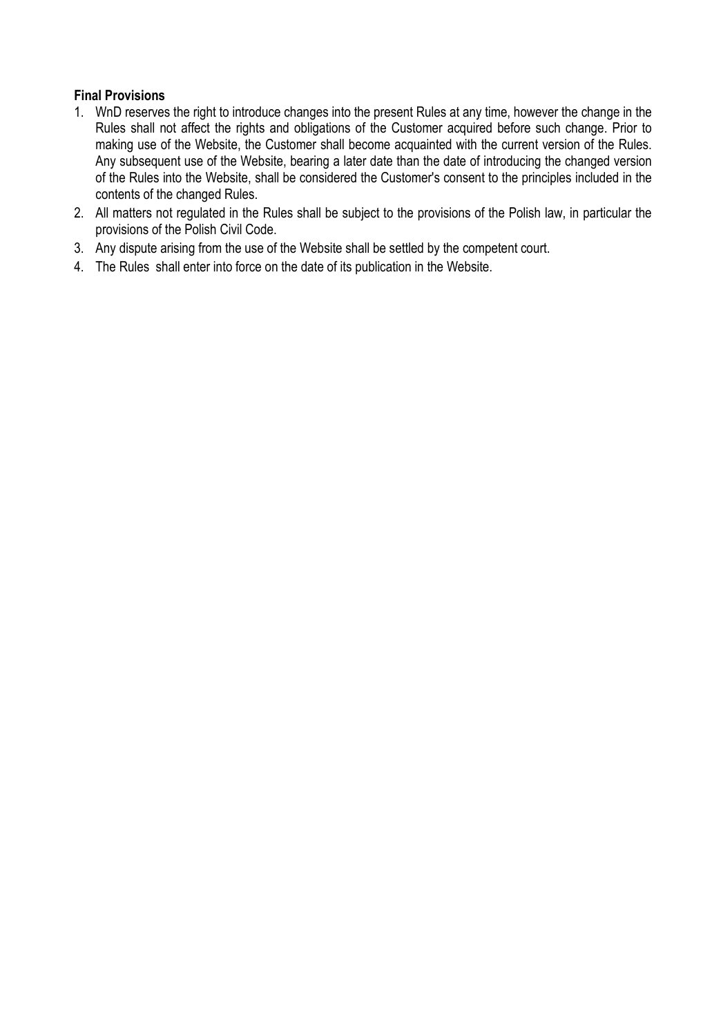**Final Provisions**

1. WnD reserves the right to introduce changes into the present Rules at any time, however the change in the Rules shall not affect the rights and obligations of the Customer acquired before such change. Prior to making use of the Website, the Customer shall become acquainted with the current version of the Rules. Any subsequent use of the Website, bearing a later date than the date of introducing the changed version of the Rules into the Website, shall be considered the Customer's consent to the principles included in the contents of the changed Rules.
2. All matters not regulated in the Rules shall be subject to the provisions of the Polish law, in particular the provisions of the Polish Civil Code.
3. Any dispute arising from the use of the Website shall be settled by the competent court.
4. The Rules shall enter into force on the date of its publication in the Website.